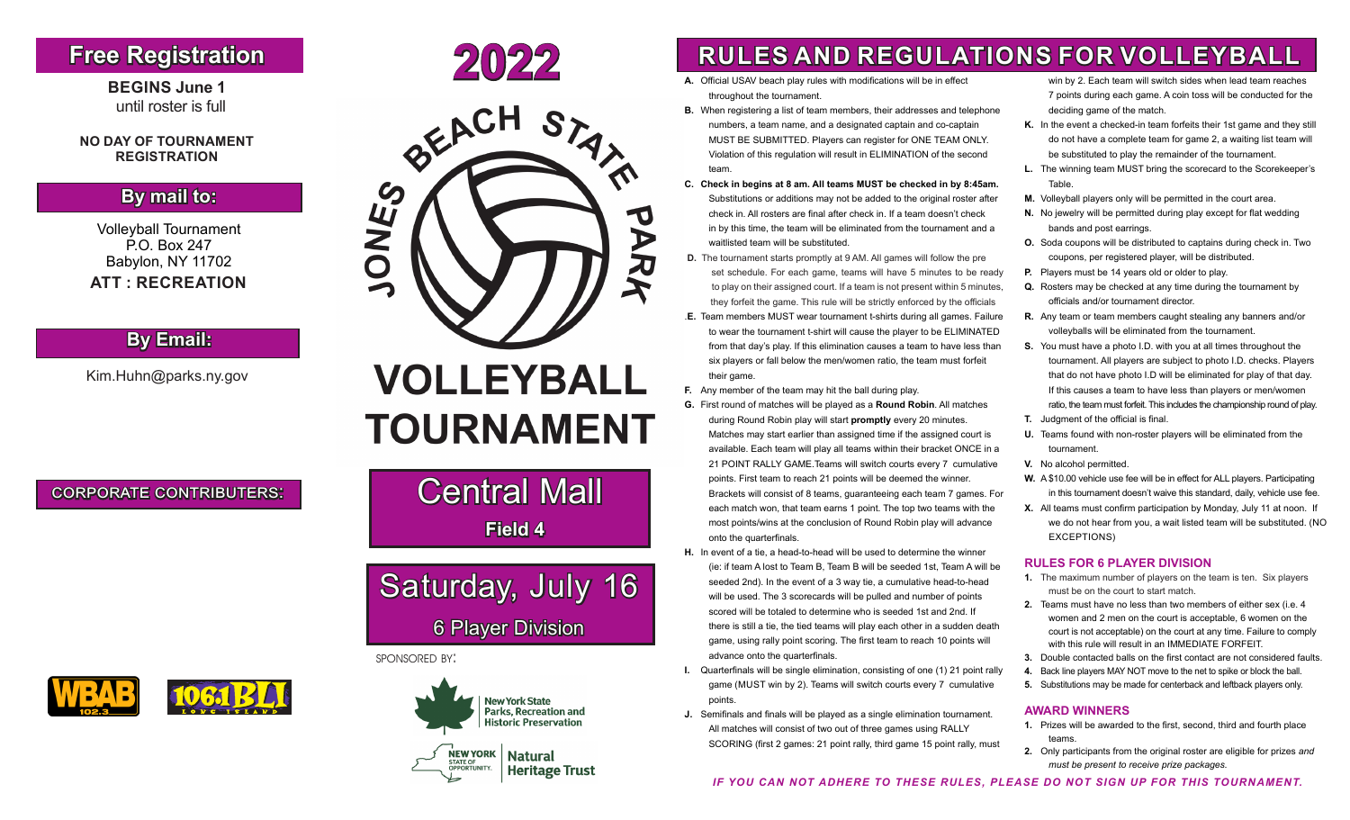## Free Registration

**BEGINS June 1**
until roster is full

**NO DAY OF TOURNAMENT REGISTRATION**

### By mail to:

Volleyball Tournament
P.O. Box 247
Babylon, NY 11702
**ATT : RECREATION**

### By Email:

Kim.Huhn@parks.ny.gov

### CORPORATE CONTRIBUTERS:

WBAB 102.3
106.1 BLI

# 2022

# JONES BEACH STATE PARK

# VOLLEYBALL TOURNAMENT

## Central Mall
**Field 4**

## Saturday, July 16
6 Player Division

SPONSORED BY:

New York State Parks, Recreation and Historic Preservation

NEW YORK STATE OF OPPORTUNITY. Natural Heritage Trust

# RULES AND REGULATIONS FOR VOLLEYBALL

**A.** Official USAV beach play rules with modifications will be in effect throughout the tournament.

**B.** When registering a list of team members, their addresses and telephone numbers, a team name, and a designated captain and co-captain MUST BE SUBMITTED. Players can register for ONE TEAM ONLY. Violation of this regulation will result in ELIMINATION of the second team.

**C. Check in begins at 8 am. All teams MUST be checked in by 8:45am.** Substitutions or additions may not be added to the original roster after check in. All rosters are final after check in. If a team doesn't check in by this time, the team will be eliminated from the tournament and a waitlisted team will be substituted.

**D.** The tournament starts promptly at 9 AM. All games will follow the pre set schedule. For each game, teams will have 5 minutes to be ready to play on their assigned court. If a team is not present within 5 minutes, they forfeit the game. This rule will be strictly enforced by the officials

**E.** Team members MUST wear tournament t-shirts during all games. Failure to wear the tournament t-shirt will cause the player to be ELIMINATED from that day's play. If this elimination causes a team to have less than six players or fall below the men/women ratio, the team must forfeit their game.

**F.** Any member of the team may hit the ball during play.

**G.** First round of matches will be played as a **Round Robin**. All matches during Round Robin play will start **promptly** every 20 minutes. Matches may start earlier than assigned time if the assigned court is available. Each team will play all teams within their bracket ONCE in a 21 POINT RALLY GAME.Teams will switch courts every 7 cumulative points. First team to reach 21 points will be deemed the winner. Brackets will consist of 8 teams, guaranteeing each team 7 games. For each match won, that team earns 1 point. The top two teams with the most points/wins at the conclusion of Round Robin play will advance onto the quarterfinals.

**H.** In event of a tie, a head-to-head will be used to determine the winner (ie: if team A lost to Team B, Team B will be seeded 1st, Team A will be seeded 2nd). In the event of a 3 way tie, a cumulative head-to-head will be used. The 3 scorecards will be pulled and number of points scored will be totaled to determine who is seeded 1st and 2nd. If there is still a tie, the tied teams will play each other in a sudden death game, using rally point scoring. The first team to reach 10 points will advance onto the quarterfinals.

**I.** Quarterfinals will be single elimination, consisting of one (1) 21 point rally game (MUST win by 2). Teams will switch courts every 7 cumulative points.

**J.** Semifinals and finals will be played as a single elimination tournament. All matches will consist of two out of three games using RALLY SCORING (first 2 games: 21 point rally, third game 15 point rally, must win by 2. Each team will switch sides when lead team reaches 7 points during each game. A coin toss will be conducted for the deciding game of the match.

**K.** In the event a checked-in team forfeits their 1st game and they still do not have a complete team for game 2, a waiting list team will be substituted to play the remainder of the tournament.

**L.** The winning team MUST bring the scorecard to the Scorekeeper's Table.

**M.** Volleyball players only will be permitted in the court area.

**N.** No jewelry will be permitted during play except for flat wedding bands and post earrings.

**O.** Soda coupons will be distributed to captains during check in. Two coupons, per registered player, will be distributed.

**P.** Players must be 14 years old or older to play.

**Q.** Rosters may be checked at any time during the tournament by officials and/or tournament director.

**R.** Any team or team members caught stealing any banners and/or volleyballs will be eliminated from the tournament.

**S.** You must have a photo I.D. with you at all times throughout the tournament. All players are subject to photo I.D. checks. Players that do not have photo I.D will be eliminated for play of that day. If this causes a team to have less than players or men/women ratio, the team must forfeit. This includes the championship round of play.

**T.** Judgment of the official is final.

**U.** Teams found with non-roster players will be eliminated from the tournament.

**V.** No alcohol permitted.

**W.** A $10.00 vehicle use fee will be in effect for ALL players. Participating in this tournament doesn't waive this standard, daily, vehicle use fee.

**X.** All teams must confirm participation by Monday, July 11 at noon. If we do not hear from you, a wait listed team will be substituted. (NO EXCEPTIONS)

### RULES FOR 6 PLAYER DIVISION

1. The maximum number of players on the team is ten. Six players must be on the court to start match.
2. Teams must have no less than two members of either sex (i.e. 4 women and 2 men on the court is acceptable, 6 women on the court is not acceptable) on the court at any time. Failure to comply with this rule will result in an IMMEDIATE FORFEIT.
3. Double contacted balls on the first contact are not considered faults.
4. Back line players MAY NOT move to the net to spike or block the ball.
5. Substitutions may be made for centerback and leftback players only.

### AWARD WINNERS

1. Prizes will be awarded to the first, second, third and fourth place teams.
2. Only participants from the original roster are eligible for prizes *and must be present to receive prize packages.*

***IF YOU CAN NOT ADHERE TO THESE RULES, PLEASE DO NOT SIGN UP FOR THIS TOURNAMENT.***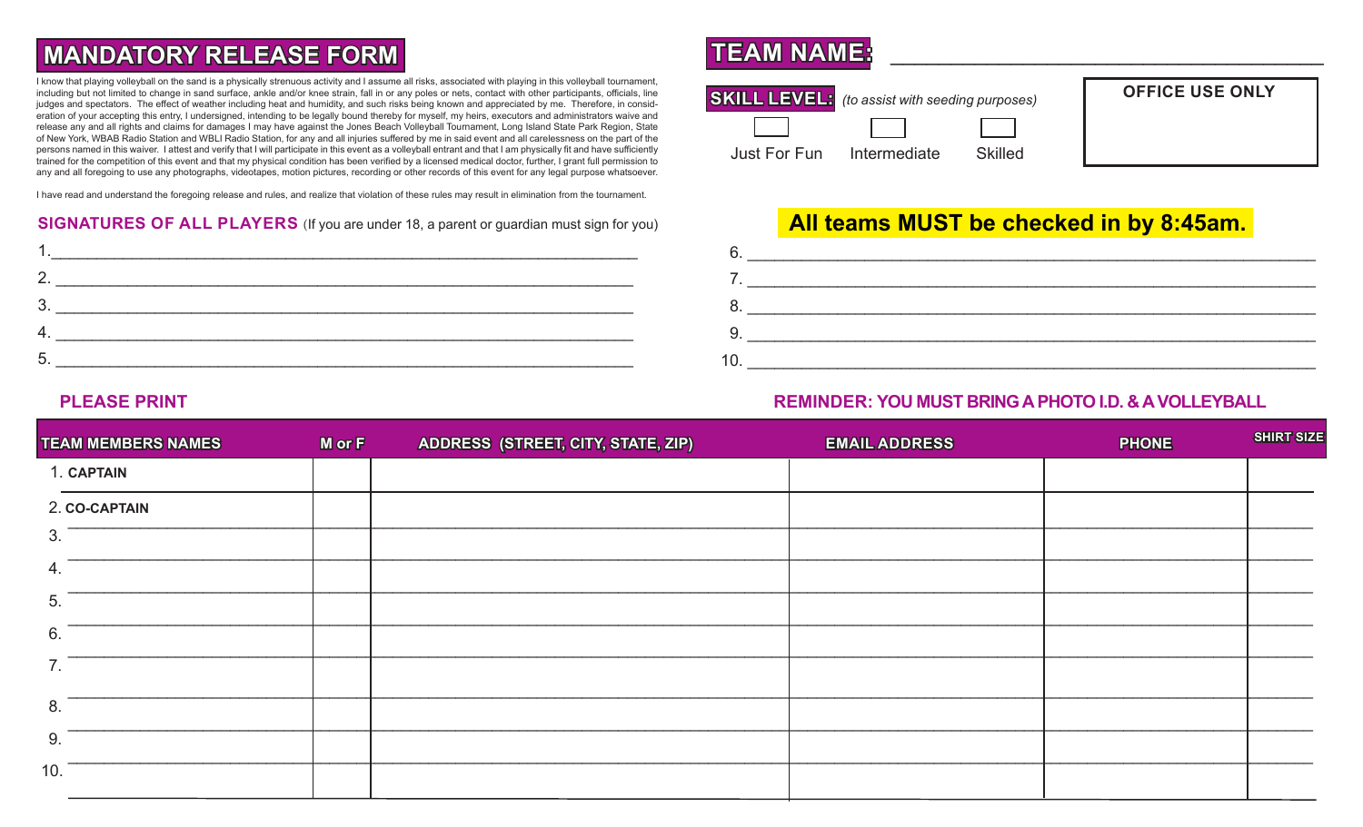## MANDATORY RELEASE FORM

I know that playing volleyball on the sand is a physically strenuous activity and I assume all risks, associated with playing in this volleyball tournament, including but not limited to change in sand surface, ankle and/or knee strain, fall in or any poles or nets, contact with other participants, officials, line judges and spectators. The effect of weather including heat and humidity, and such risks being known and appreciated by me. Therefore, in consideration of your accepting this entry, I undersigned, intending to be legally bound thereby for myself, my heirs, executors and administrators waive and release any and all rights and claims for damages I may have against the Jones Beach Volleyball Tournament, Long Island State Park Region, State of New York, WBAB Radio Station and WBLI Radio Station, for any and all injuries suffered by me in said event and all carelessness on the part of the persons named in this waiver. I attest and verify that I will participate in this event as a volleyball entrant and that I am physically fit and have sufficiently trained for the competition of this event and that my physical condition has been verified by a licensed medical doctor, further, I grant full permission to any and all foregoing to use any photographs, videotapes, motion pictures, recording or other records of this event for any legal purpose whatsoever.

I have read and understand the foregoing release and rules, and realize that violation of these rules may result in elimination from the tournament.

## TEAM NAME: ____________________

**SKILL LEVEL:** *(to assist with seeding purposes)*

☐ Just For Fun ☐ Intermediate ☐ Skilled

**OFFICE USE ONLY**

**All teams MUST be checked in by 8:45am.**

**SIGNATURES OF ALL PLAYERS** (If you are under 18, a parent or guardian must sign for you)

1. ____________________
2. ____________________
3. ____________________
4. ____________________
5. ____________________
6. ____________________
7. ____________________
8. ____________________
9. ____________________
10. ____________________

**PLEASE PRINT**

**REMINDER: YOU MUST BRING A PHOTO I.D. & A VOLLEYBALL**

| TEAM MEMBERS NAMES | M or F | ADDRESS (STREET, CITY, STATE, ZIP) | EMAIL ADDRESS | PHONE | SHIRT SIZE |
|---|---|---|---|---|---|
| 1. CAPTAIN | | | | | |
| 2. CO-CAPTAIN | | | | | |
| 3. | | | | | |
| 4. | | | | | |
| 5. | | | | | |
| 6. | | | | | |
| 7. | | | | | |
| 8. | | | | | |
| 9. | | | | | |
| 10. | | | | | |